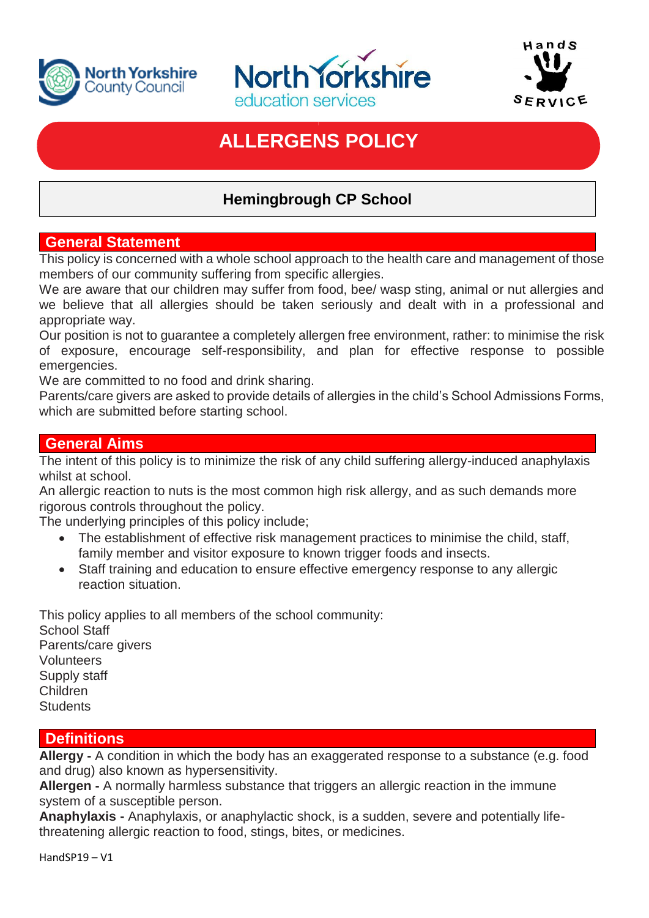# ALLERGENS POLICY

## Hemingbrough CP School

### General Statement

This policy is concerned with a whole school approach to the health care and management of those members of our community suffering from specific allergies.

We are aware that our children may suffer from food, bee/ wasp sting, animal or nut allergies and we believe that all allergies should be taken seriously and dealt with in a professional and appropriate way.

Our position is not to guarantee a completely allergen free environment, rather: to minimise the risk of exposure, encourage self-responsibility, and plan for effective response to possible emergencies.

We are committed to no food and drink sharing.

Parents/care givers are asked to provide details of allergies in the child's School Admissions Forms, which are submitted before starting school.

### General Aims

The intent of this policy is to minimize the risk of any child suffering allergy-induced anaphylaxis whilst at school.

An allergic reaction to nuts is the most common high risk allergy, and as such demands more rigorous controls throughout the policy.

The underlying principles of this policy include;

- The establishment of effective risk management practices to minimise the child, staff, family member and visitor exposure to known trigger foods and insects.
- Staff training and education to ensure effective emergency response to any allergic reaction situation.

This policy applies to all members of the school community:

School Staff
Parents/care givers
Volunteers
Supply staff
Children
Students

### Definitions

**Allergy -** A condition in which the body has an exaggerated response to a substance (e.g. food and drug) also known as hypersensitivity.

**Allergen -** A normally harmless substance that triggers an allergic reaction in the immune system of a susceptible person.

**Anaphylaxis -** Anaphylaxis, or anaphylactic shock, is a sudden, severe and potentially life-threatening allergic reaction to food, stings, bites, or medicines.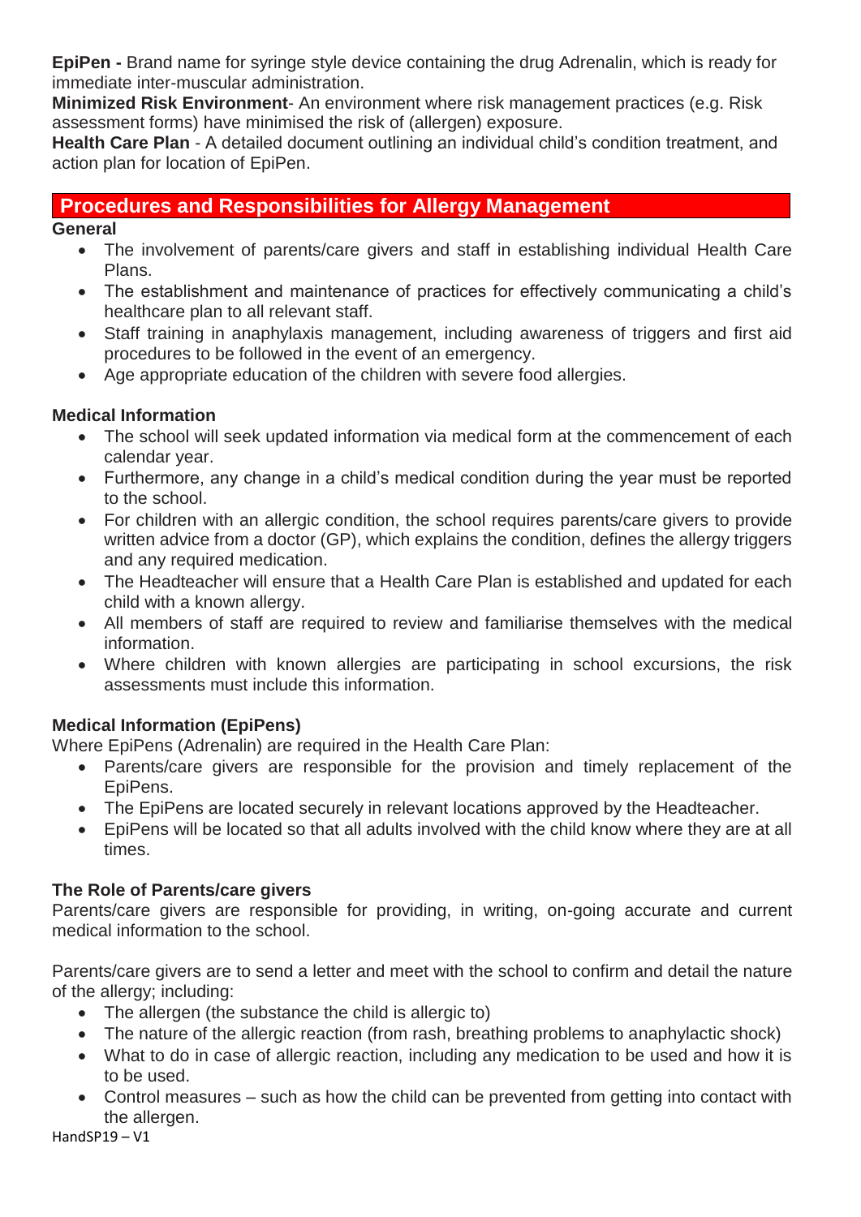**EpiPen -** Brand name for syringe style device containing the drug Adrenalin, which is ready for immediate inter-muscular administration.

**Minimized Risk Environment**- An environment where risk management practices (e.g. Risk assessment forms) have minimised the risk of (allergen) exposure.

**Health Care Plan** - A detailed document outlining an individual child's condition treatment, and action plan for location of EpiPen.

## Procedures and Responsibilities for Allergy Management

**General**

- The involvement of parents/care givers and staff in establishing individual Health Care Plans.
- The establishment and maintenance of practices for effectively communicating a child's healthcare plan to all relevant staff.
- Staff training in anaphylaxis management, including awareness of triggers and first aid procedures to be followed in the event of an emergency.
- Age appropriate education of the children with severe food allergies.

**Medical Information**

- The school will seek updated information via medical form at the commencement of each calendar year.
- Furthermore, any change in a child's medical condition during the year must be reported to the school.
- For children with an allergic condition, the school requires parents/care givers to provide written advice from a doctor (GP), which explains the condition, defines the allergy triggers and any required medication.
- The Headteacher will ensure that a Health Care Plan is established and updated for each child with a known allergy.
- All members of staff are required to review and familiarise themselves with the medical information.
- Where children with known allergies are participating in school excursions, the risk assessments must include this information.

**Medical Information (EpiPens)**

Where EpiPens (Adrenalin) are required in the Health Care Plan:

- Parents/care givers are responsible for the provision and timely replacement of the EpiPens.
- The EpiPens are located securely in relevant locations approved by the Headteacher.
- EpiPens will be located so that all adults involved with the child know where they are at all times.

**The Role of Parents/care givers**

Parents/care givers are responsible for providing, in writing, on-going accurate and current medical information to the school.

Parents/care givers are to send a letter and meet with the school to confirm and detail the nature of the allergy; including:

- The allergen (the substance the child is allergic to)
- The nature of the allergic reaction (from rash, breathing problems to anaphylactic shock)
- What to do in case of allergic reaction, including any medication to be used and how it is to be used.
- Control measures – such as how the child can be prevented from getting into contact with the allergen.

HandSP19 – V1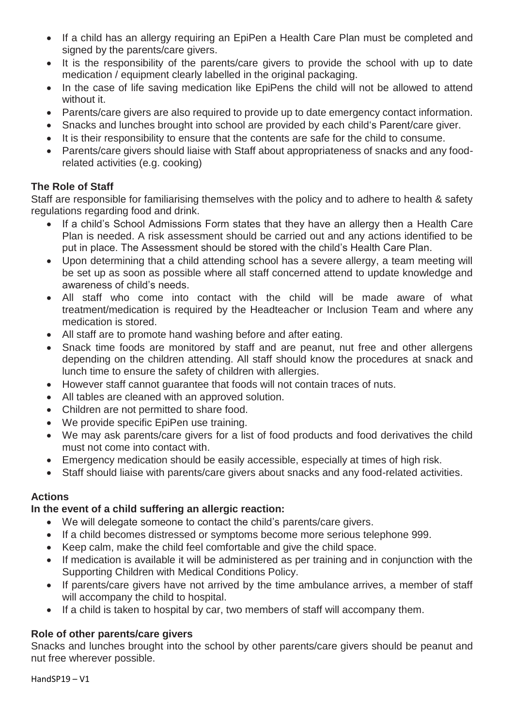- If a child has an allergy requiring an EpiPen a Health Care Plan must be completed and signed by the parents/care givers.
- It is the responsibility of the parents/care givers to provide the school with up to date medication / equipment clearly labelled in the original packaging.
- In the case of life saving medication like EpiPens the child will not be allowed to attend without it.
- Parents/care givers are also required to provide up to date emergency contact information.
- Snacks and lunches brought into school are provided by each child's Parent/care giver.
- It is their responsibility to ensure that the contents are safe for the child to consume.
- Parents/care givers should liaise with Staff about appropriateness of snacks and any food-related activities (e.g. cooking)

### The Role of Staff

Staff are responsible for familiarising themselves with the policy and to adhere to health & safety regulations regarding food and drink.

- If a child's School Admissions Form states that they have an allergy then a Health Care Plan is needed. A risk assessment should be carried out and any actions identified to be put in place. The Assessment should be stored with the child's Health Care Plan.
- Upon determining that a child attending school has a severe allergy, a team meeting will be set up as soon as possible where all staff concerned attend to update knowledge and awareness of child's needs.
- All staff who come into contact with the child will be made aware of what treatment/medication is required by the Headteacher or Inclusion Team and where any medication is stored.
- All staff are to promote hand washing before and after eating.
- Snack time foods are monitored by staff and are peanut, nut free and other allergens depending on the children attending. All staff should know the procedures at snack and lunch time to ensure the safety of children with allergies.
- However staff cannot guarantee that foods will not contain traces of nuts.
- All tables are cleaned with an approved solution.
- Children are not permitted to share food.
- We provide specific EpiPen use training.
- We may ask parents/care givers for a list of food products and food derivatives the child must not come into contact with.
- Emergency medication should be easily accessible, especially at times of high risk.
- Staff should liaise with parents/care givers about snacks and any food-related activities.

### Actions

**In the event of a child suffering an allergic reaction:**

- We will delegate someone to contact the child's parents/care givers.
- If a child becomes distressed or symptoms become more serious telephone 999.
- Keep calm, make the child feel comfortable and give the child space.
- If medication is available it will be administered as per training and in conjunction with the Supporting Children with Medical Conditions Policy.
- If parents/care givers have not arrived by the time ambulance arrives, a member of staff will accompany the child to hospital.
- If a child is taken to hospital by car, two members of staff will accompany them.

### Role of other parents/care givers

Snacks and lunches brought into the school by other parents/care givers should be peanut and nut free wherever possible.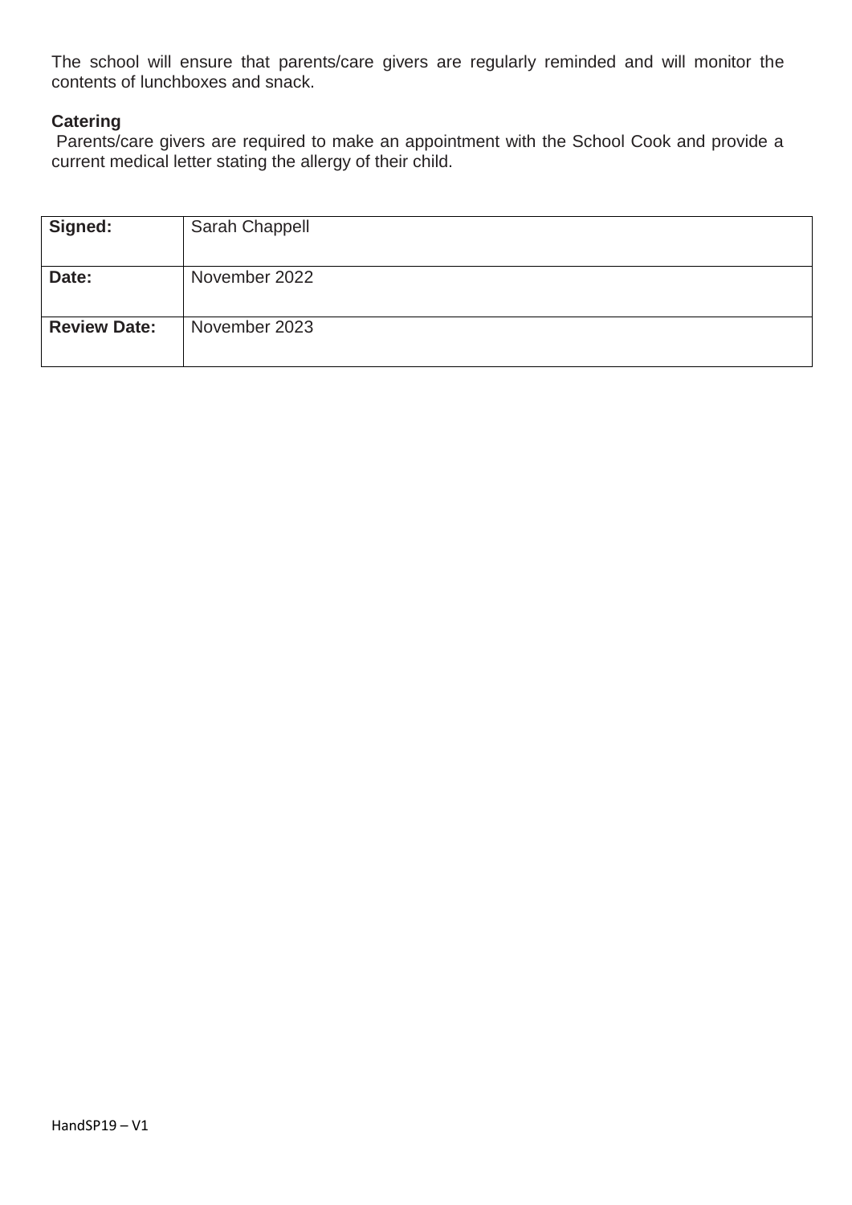The school will ensure that parents/care givers are regularly reminded and will monitor the contents of lunchboxes and snack.

**Catering**

Parents/care givers are required to make an appointment with the School Cook and provide a current medical letter stating the allergy of their child.

| | |
|---|---|
| **Signed:** | Sarah Chappell |
| **Date:** | November 2022 |
| **Review Date:** | November 2023 |